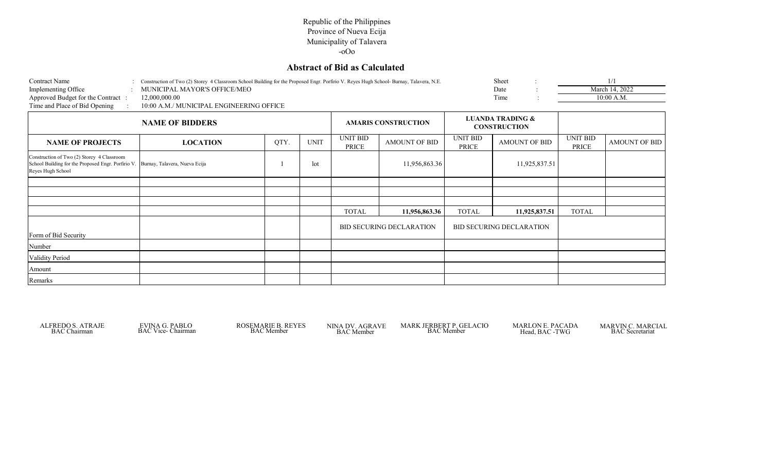Republic of the Philippines
Province of Nueva Ecija
Municipality of Talavera
-oOo

## Abstract of Bid as Calculated

| | | | | | |
|---|---|---|---|---|---|
| Contract Name | : Construction of Two (2) Storey 4 Classroom School Building for the Proposed Engr. Porfirio V. Reyes Hugh School- Burnay, Talavera, N.E. | Sheet | : | 1/1 |
| Implementing Office | : MUNICIPAL MAYOR'S OFFICE/MEO | Date | : | March 14, 2022 |
| Approved Budget for the Contract | : 12,000,000.00 | Time | : | 10:00 A.M. |
| Time and Place of Bid Opening | : 10:00 A.M./ MUNICIPAL ENGINEERING OFFICE | | | |

| NAME OF BIDDERS | | | | AMARIS CONSTRUCTION | | LUANDA TRADING & CONSTRUCTION | | | |
|---|---|---|---|---|---|---|---|---|---|
| **NAME OF PROJECTS** | **LOCATION** | QTY. | UNIT | UNIT BID PRICE | AMOUNT OF BID | UNIT BID PRICE | AMOUNT OF BID | UNIT BID PRICE | AMOUNT OF BID |
| Construction of Two (2) Storey 4 Classroom School Building for the Proposed Engr. Porfirio V. Reyes Hugh School | Burnay, Talavera, Nueva Ecija | 1 | lot | | 11,956,863.36 | | 11,925,837.51 | | |
| | | | | | | | | | |
| | | | | | | | | | |
| | | | | | | | | | |
| | | | | TOTAL | **11,956,863.36** | TOTAL | **11,925,837.51** | TOTAL | |
| Form of Bid Security | | | | BID SECURING DECLARATION | | BID SECURING DECLARATION | | | |
| Number | | | | | | | | | |
| Validity Period | | | | | | | | | |
| Amount | | | | | | | | | |
| Remarks | | | | | | | | | |

| | | | | | | |
|---|---|---|---|---|---|---|
| ALFREDO S. ATRAJE | EVINA G. PABLO | ROSEMARIE B. REYES | NINA DV. AGRAVE | MARK JERBERT P. GELACIO | MARLON E. PACADA | MARVIN C. MARCIAL |
| BAC Chairman | BAC Vice- Chairman | BAC Member | BAC Member | BAC Member | Head, BAC -TWG | BAC Secretariat |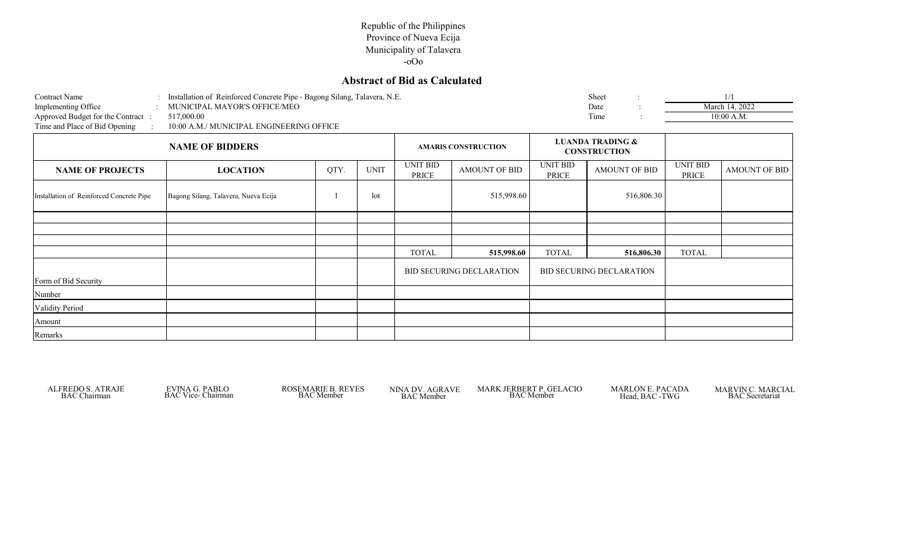Republic of the Philippines
Province of Nueva Ecija
Municipality of Talavera
-oOo

## Abstract of Bid as Calculated

| | | | | |
|---|---|---|---|---|
| Contract Name | : Installation of Reinforced Concrete Pipe - Bagong Silang, Talavera, N.E. | Sheet | : | 1/1 |
| Implementing Office | : MUNICIPAL MAYOR'S OFFICE/MEO | Date | : | March 14, 2022 |
| Approved Budget for the Contract | : 517,000.00 | Time | : | 10:00 A.M. |
| Time and Place of Bid Opening | : 10:00 A.M./ MUNICIPAL ENGINEERING OFFICE | | | |

| NAME OF BIDDERS | | | | AMARIS CONSTRUCTION | | LUANDA TRADING & CONSTRUCTION | | | |
|---|---|---|---|---|---|---|---|---|---|
| NAME OF PROJECTS | LOCATION | QTY. | UNIT | UNIT BID PRICE | AMOUNT OF BID | UNIT BID PRICE | AMOUNT OF BID | UNIT BID PRICE | AMOUNT OF BID |
| Installation of Reinforced Concrete Pipe | Bagong Silang, Talavera, Nueva Ecija | 1 | lot | | 515,998.60 | | 516,806.30 | | |
| | | | | | | | | | |
| | | | | | | | | | |
| | | | | | | | | | |
| | | | | TOTAL | **515,998.60** | TOTAL | **516,806.30** | TOTAL | |
| Form of Bid Security | | | | BID SECURING DECLARATION | | BID SECURING DECLARATION | | | |
| Number | | | | | | | | | |
| Validity Period | | | | | | | | | |
| Amount | | | | | | | | | |
| Remarks | | | | | | | | | |

ALFREDO S. ATRAJE
BAC Chairman

EVINA G. PABLO
BAC Vice- Chairman

ROSEMARIE B. REYES
BAC Member

NINA DV. AGRAVE
BAC Member

MARK JERBERT P. GELACIO
BAC Member

MARLON E. PACADA
Head, BAC -TWG

MARVIN C. MARCIAL
BAC Secretariat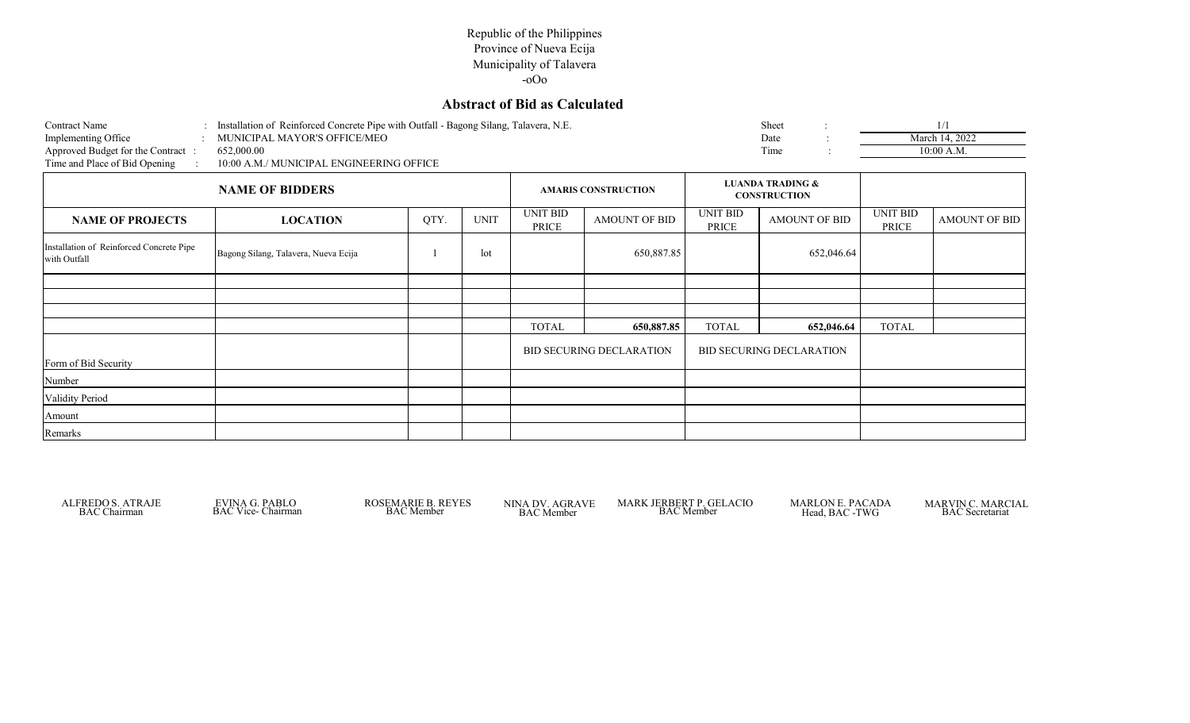Republic of the Philippines
Province of Nueva Ecija
Municipality of Talavera
-oOo

## Abstract of Bid as Calculated

| | | | |
|---|---|---|---|
| Contract Name | : Installation of Reinforced Concrete Pipe with Outfall - Bagong Silang, Talavera, N.E. | Sheet : | 1/1 |
| Implementing Office | : MUNICIPAL MAYOR'S OFFICE/MEO | Date : | March 14, 2022 |
| Approved Budget for the Contract | : 652,000.00 | Time : | 10:00 A.M. |
| Time and Place of Bid Opening | : 10:00 A.M./ MUNICIPAL ENGINEERING OFFICE | | |

| NAME OF BIDDERS | | | | AMARIS CONSTRUCTION | | LUANDA TRADING & CONSTRUCTION | | | |
|---|---|---|---|---|---|---|---|---|---|
| **NAME OF PROJECTS** | **LOCATION** | QTY. | UNIT | UNIT BID PRICE | AMOUNT OF BID | UNIT BID PRICE | AMOUNT OF BID | UNIT BID PRICE | AMOUNT OF BID |
| Installation of Reinforced Concrete Pipe with Outfall | Bagong Silang, Talavera, Nueva Ecija | 1 | lot | | 650,887.85 | | 652,046.64 | | |
| | | | | | | | | | |
| | | | | | | | | | |
| | | | | | | | | | |
| | | | | TOTAL | **650,887.85** | TOTAL | **652,046.64** | TOTAL | |
| Form of Bid Security | | | | BID SECURING DECLARATION | | BID SECURING DECLARATION | | | |
| Number | | | | | | | | | |
| Validity Period | | | | | | | | | |
| Amount | | | | | | | | | |
| Remarks | | | | | | | | | |

| | | | | | | |
|---|---|---|---|---|---|---|
| ALFREDO S. ATRAJE | EVINA G. PABLO | ROSEMARIE B. REYES | NINA DV. AGRAVE | MARK JERBERT P. GELACIO | MARLON E. PACADA | MARVIN C. MARCIAL |
| BAC Chairman | BAC Vice- Chairman | BAC Member | BAC Member | BAC Member | Head, BAC -TWG | BAC Secretariat |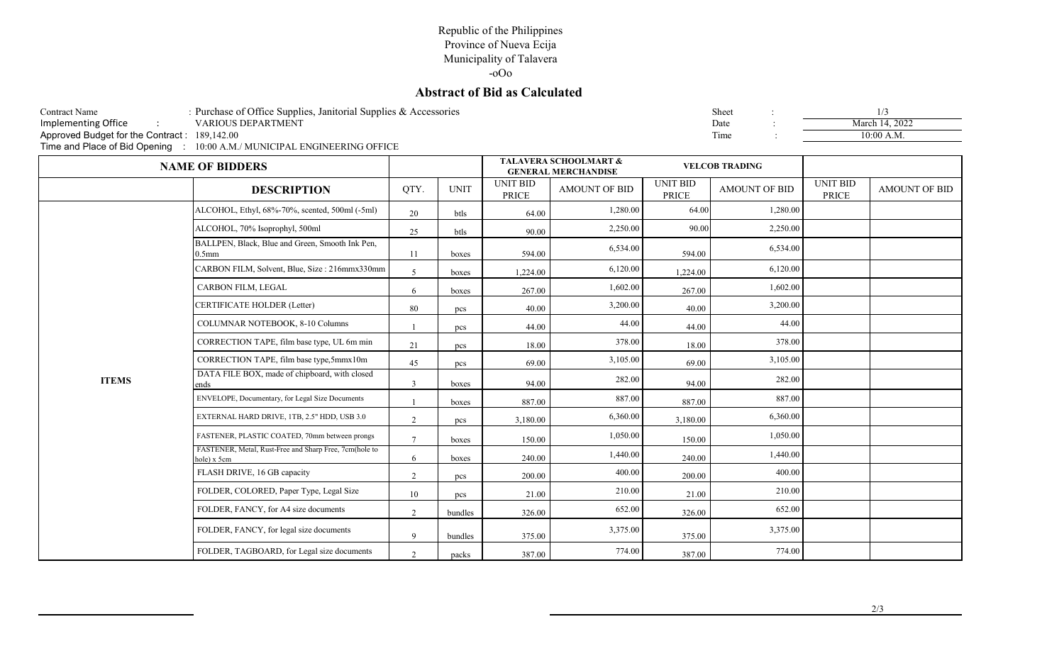Republic of the Philippines
Province of Nueva Ecija
Municipality of Talavera
-oOo

## Abstract of Bid as Calculated

Contract Name : Purchase of Office Supplies, Janitorial Supplies & Accessories
Implementing Office : VARIOUS DEPARTMENT
Approved Budget for the Contract : 189,142.00
Time and Place of Bid Opening : 10:00 A.M./ MUNICIPAL ENGINEERING OFFICE

Sheet : 1/3
Date : March 14, 2022
Time : 10:00 A.M.

| NAME OF BIDDERS | | | | TALAVERA SCHOOLMART & GENERAL MERCHANDISE | | VELCOB TRADING | | | |
|---|---|---|---|---|---|---|---|---|---|
| | DESCRIPTION | QTY. | UNIT | UNIT BID PRICE | AMOUNT OF BID | UNIT BID PRICE | AMOUNT OF BID | UNIT BID PRICE | AMOUNT OF BID |
| ITEMS | ALCOHOL, Ethyl, 68%-70%, scented, 500ml (-5ml) | 20 | btls | 64.00 | 1,280.00 | 64.00 | 1,280.00 | | |
| | ALCOHOL, 70% Isoprophyl, 500ml | 25 | btls | 90.00 | 2,250.00 | 90.00 | 2,250.00 | | |
| | BALLPEN, Black, Blue and Green, Smooth Ink Pen, 0.5mm | 11 | boxes | 594.00 | 6,534.00 | 594.00 | 6,534.00 | | |
| | CARBON FILM, Solvent, Blue, Size : 216mmx330mm | 5 | boxes | 1,224.00 | 6,120.00 | 1,224.00 | 6,120.00 | | |
| | CARBON FILM, LEGAL | 6 | boxes | 267.00 | 1,602.00 | 267.00 | 1,602.00 | | |
| | CERTIFICATE HOLDER (Letter) | 80 | pcs | 40.00 | 3,200.00 | 40.00 | 3,200.00 | | |
| | COLUMNAR NOTEBOOK, 8-10 Columns | 1 | pcs | 44.00 | 44.00 | 44.00 | 44.00 | | |
| | CORRECTION TAPE, film base type, UL 6m min | 21 | pcs | 18.00 | 378.00 | 18.00 | 378.00 | | |
| | CORRECTION TAPE, film base type,5mmx10m | 45 | pcs | 69.00 | 3,105.00 | 69.00 | 3,105.00 | | |
| | DATA FILE BOX, made of chipboard, with closed ends | 3 | boxes | 94.00 | 282.00 | 94.00 | 282.00 | | |
| | ENVELOPE, Documentary, for Legal Size Documents | 1 | boxes | 887.00 | 887.00 | 887.00 | 887.00 | | |
| | EXTERNAL HARD DRIVE, 1TB, 2.5" HDD, USB 3.0 | 2 | pcs | 3,180.00 | 6,360.00 | 3,180.00 | 6,360.00 | | |
| | FASTENER, PLASTIC COATED, 70mm between prongs | 7 | boxes | 150.00 | 1,050.00 | 150.00 | 1,050.00 | | |
| | FASTENER, Metal, Rust-Free and Sharp Free, 7cm(hole to hole) x 5cm | 6 | boxes | 240.00 | 1,440.00 | 240.00 | 1,440.00 | | |
| | FLASH DRIVE, 16 GB capacity | 2 | pcs | 200.00 | 400.00 | 200.00 | 400.00 | | |
| | FOLDER, COLORED, Paper Type, Legal Size | 10 | pcs | 21.00 | 210.00 | 21.00 | 210.00 | | |
| | FOLDER, FANCY, for A4 size documents | 2 | bundles | 326.00 | 652.00 | 326.00 | 652.00 | | |
| | FOLDER, FANCY, for legal size documents | 9 | bundles | 375.00 | 3,375.00 | 375.00 | 3,375.00 | | |
| | FOLDER, TAGBOARD, for Legal size documents | 2 | packs | 387.00 | 774.00 | 387.00 | 774.00 | | |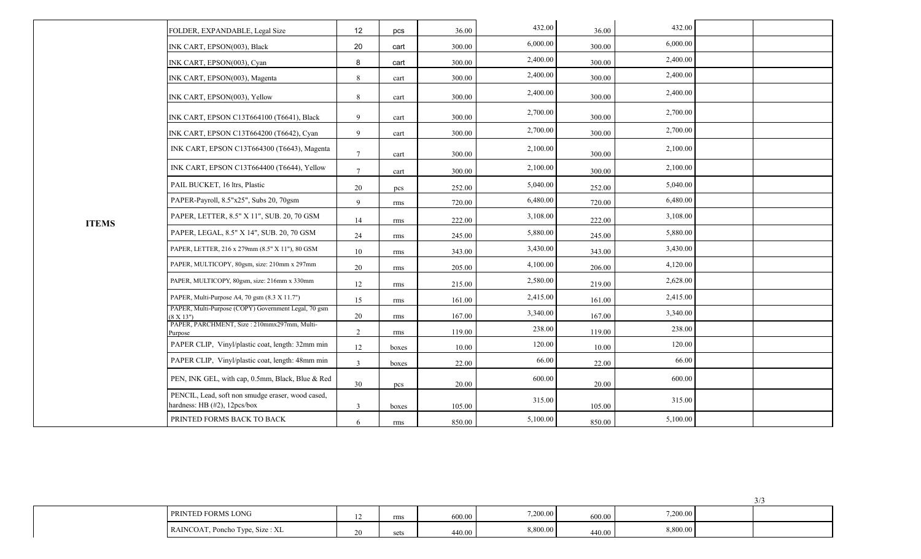| | | | | | | | | | |
|---|---|---|---|---|---|---|---|---|---|
| **ITEMS** | FOLDER, EXPANDABLE, Legal Size | 12 | pcs | 36.00 | 432.00 | 36.00 | 432.00 | | |
| | INK CART, EPSON(003), Black | 20 | cart | 300.00 | 6,000.00 | 300.00 | 6,000.00 | | |
| | INK CART, EPSON(003), Cyan | 8 | cart | 300.00 | 2,400.00 | 300.00 | 2,400.00 | | |
| | INK CART, EPSON(003), Magenta | 8 | cart | 300.00 | 2,400.00 | 300.00 | 2,400.00 | | |
| | INK CART, EPSON(003), Yellow | 8 | cart | 300.00 | 2,400.00 | 300.00 | 2,400.00 | | |
| | INK CART, EPSON C13T664100 (T6641), Black | 9 | cart | 300.00 | 2,700.00 | 300.00 | 2,700.00 | | |
| | INK CART, EPSON C13T664200 (T6642), Cyan | 9 | cart | 300.00 | 2,700.00 | 300.00 | 2,700.00 | | |
| | INK CART, EPSON C13T664300 (T6643), Magenta | 7 | cart | 300.00 | 2,100.00 | 300.00 | 2,100.00 | | |
| | INK CART, EPSON C13T664400 (T6644), Yellow | 7 | cart | 300.00 | 2,100.00 | 300.00 | 2,100.00 | | |
| | PAIL BUCKET, 16 ltrs, Plastic | 20 | pcs | 252.00 | 5,040.00 | 252.00 | 5,040.00 | | |
| | PAPER-Payroll, 8.5"x25", Subs 20, 70gsm | 9 | rms | 720.00 | 6,480.00 | 720.00 | 6,480.00 | | |
| | PAPER, LETTER, 8.5" X 11", SUB. 20, 70 GSM | 14 | rms | 222.00 | 3,108.00 | 222.00 | 3,108.00 | | |
| | PAPER, LEGAL, 8.5" X 14", SUB. 20, 70 GSM | 24 | rms | 245.00 | 5,880.00 | 245.00 | 5,880.00 | | |
| | PAPER, LETTER, 216 x 279mm (8.5" X 11"), 80 GSM | 10 | rms | 343.00 | 3,430.00 | 343.00 | 3,430.00 | | |
| | PAPER, MULTICOPY, 80gsm, size: 210mm x 297mm | 20 | rms | 205.00 | 4,100.00 | 206.00 | 4,120.00 | | |
| | PAPER, MULTICOPY, 80gsm, size: 216mm x 330mm | 12 | rms | 215.00 | 2,580.00 | 219.00 | 2,628.00 | | |
| | PAPER, Multi-Purpose A4, 70 gsm (8.3 X 11.7") | 15 | rms | 161.00 | 2,415.00 | 161.00 | 2,415.00 | | |
| | PAPER, Multi-Purpose (COPY) Government Legal, 70 gsm (8 X 13") | 20 | rms | 167.00 | 3,340.00 | 167.00 | 3,340.00 | | |
| | PAPER, PARCHMENT, Size : 210mmx297mm, Multi-Purpose | 2 | rms | 119.00 | 238.00 | 119.00 | 238.00 | | |
| | PAPER CLIP, Vinyl/plastic coat, length: 32mm min | 12 | boxes | 10.00 | 120.00 | 10.00 | 120.00 | | |
| | PAPER CLIP, Vinyl/plastic coat, length: 48mm min | 3 | boxes | 22.00 | 66.00 | 22.00 | 66.00 | | |
| | PEN, INK GEL, with cap, 0.5mm, Black, Blue & Red | 30 | pcs | 20.00 | 600.00 | 20.00 | 600.00 | | |
| | PENCIL, Lead, soft non smudge eraser, wood cased, hardness: HB (#2), 12pcs/box | 3 | boxes | 105.00 | 315.00 | 105.00 | 315.00 | | |
| | PRINTED FORMS BACK TO BACK | 6 | rms | 850.00 | 5,100.00 | 850.00 | 5,100.00 | | |
| | PRINTED FORMS LONG | 12 | rms | 600.00 | 7,200.00 | 600.00 | 7,200.00 | | |
| | RAINCOAT, Poncho Type, Size : XL | 20 | sets | 440.00 | 8,800.00 | 440.00 | 8,800.00 | | |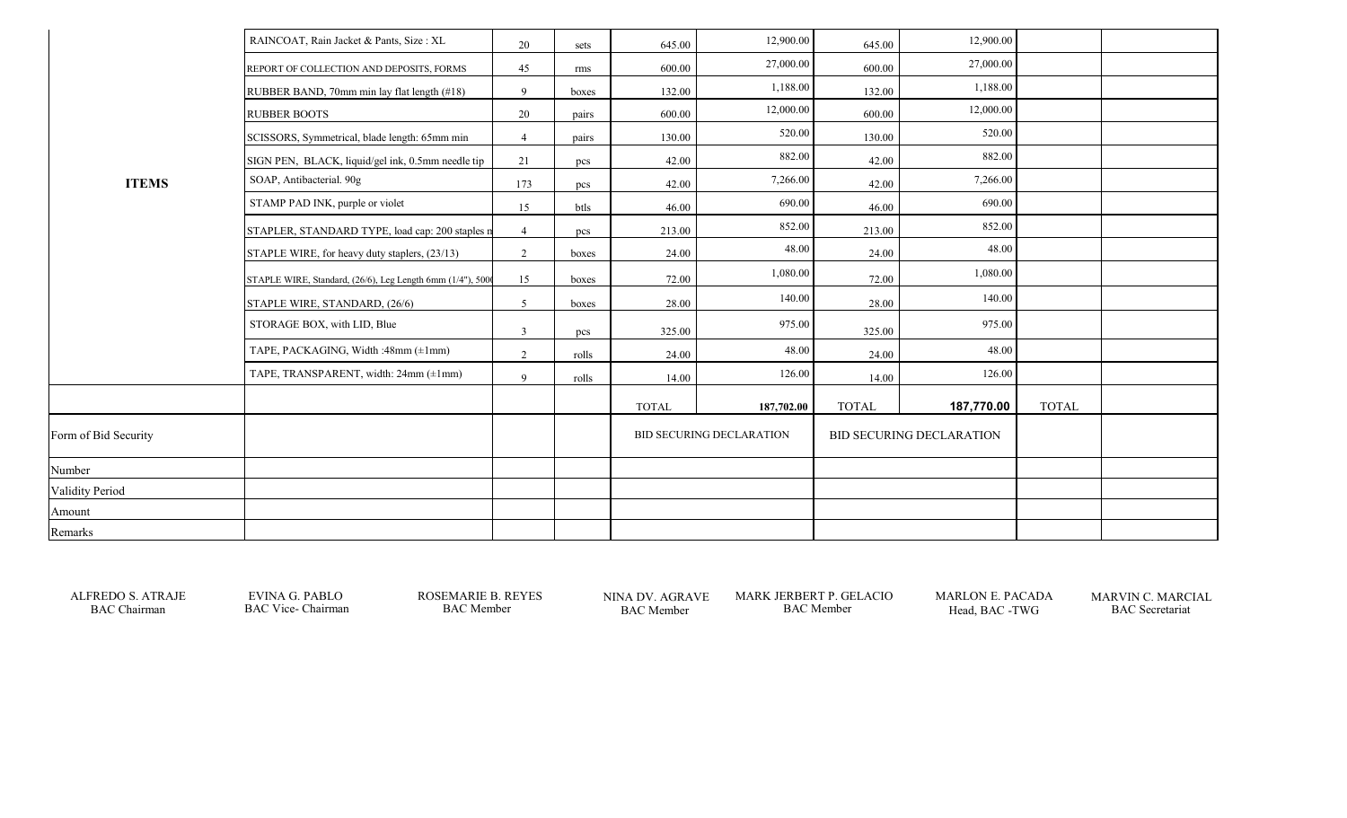| | | | | | | | | | |
|---|---|---|---|---|---|---|---|---|---|
| **ITEMS** | RAINCOAT, Rain Jacket & Pants, Size : XL | 20 | sets | 645.00 | 12,900.00 | 645.00 | 12,900.00 | | |
| | REPORT OF COLLECTION AND DEPOSITS, FORMS | 45 | rms | 600.00 | 27,000.00 | 600.00 | 27,000.00 | | |
| | RUBBER BAND, 70mm min lay flat length (#18) | 9 | boxes | 132.00 | 1,188.00 | 132.00 | 1,188.00 | | |
| | RUBBER BOOTS | 20 | pairs | 600.00 | 12,000.00 | 600.00 | 12,000.00 | | |
| | SCISSORS, Symmetrical, blade length: 65mm min | 4 | pairs | 130.00 | 520.00 | 130.00 | 520.00 | | |
| | SIGN PEN, BLACK, liquid/gel ink, 0.5mm needle tip | 21 | pcs | 42.00 | 882.00 | 42.00 | 882.00 | | |
| | SOAP, Antibacterial. 90g | 173 | pcs | 42.00 | 7,266.00 | 42.00 | 7,266.00 | | |
| | STAMP PAD INK, purple or violet | 15 | btls | 46.00 | 690.00 | 46.00 | 690.00 | | |
| | STAPLER, STANDARD TYPE, load cap: 200 staples n | 4 | pcs | 213.00 | 852.00 | 213.00 | 852.00 | | |
| | STAPLE WIRE, for heavy duty staplers, (23/13) | 2 | boxes | 24.00 | 48.00 | 24.00 | 48.00 | | |
| | STAPLE WIRE, Standard, (26/6), Leg Length 6mm (1/4"), 500( | 15 | boxes | 72.00 | 1,080.00 | 72.00 | 1,080.00 | | |
| | STAPLE WIRE, STANDARD, (26/6) | 5 | boxes | 28.00 | 140.00 | 28.00 | 140.00 | | |
| | STORAGE BOX, with LID, Blue | 3 | pcs | 325.00 | 975.00 | 325.00 | 975.00 | | |
| | TAPE, PACKAGING, Width :48mm (±1mm) | 2 | rolls | 24.00 | 48.00 | 24.00 | 48.00 | | |
| | TAPE, TRANSPARENT, width: 24mm (±1mm) | 9 | rolls | 14.00 | 126.00 | 14.00 | 126.00 | | |
| | | | | TOTAL | **187,702.00** | TOTAL | **187,770.00** | TOTAL | |
| Form of Bid Security | | | | BID SECURING DECLARATION | | BID SECURING DECLARATION | | | |
| Number | | | | | | | | | |
| Validity Period | | | | | | | | | |
| Amount | | | | | | | | | |
| Remarks | | | | | | | | | |

ALFREDO S. ATRAJE
BAC Chairman

EVINA G. PABLO
BAC Vice- Chairman

ROSEMARIE B. REYES
BAC Member

NINA DV. AGRAVE
BAC Member

MARK JERBERT P. GELACIO
BAC Member

MARLON E. PACADA
Head, BAC -TWG

MARVIN C. MARCIAL
BAC Secretariat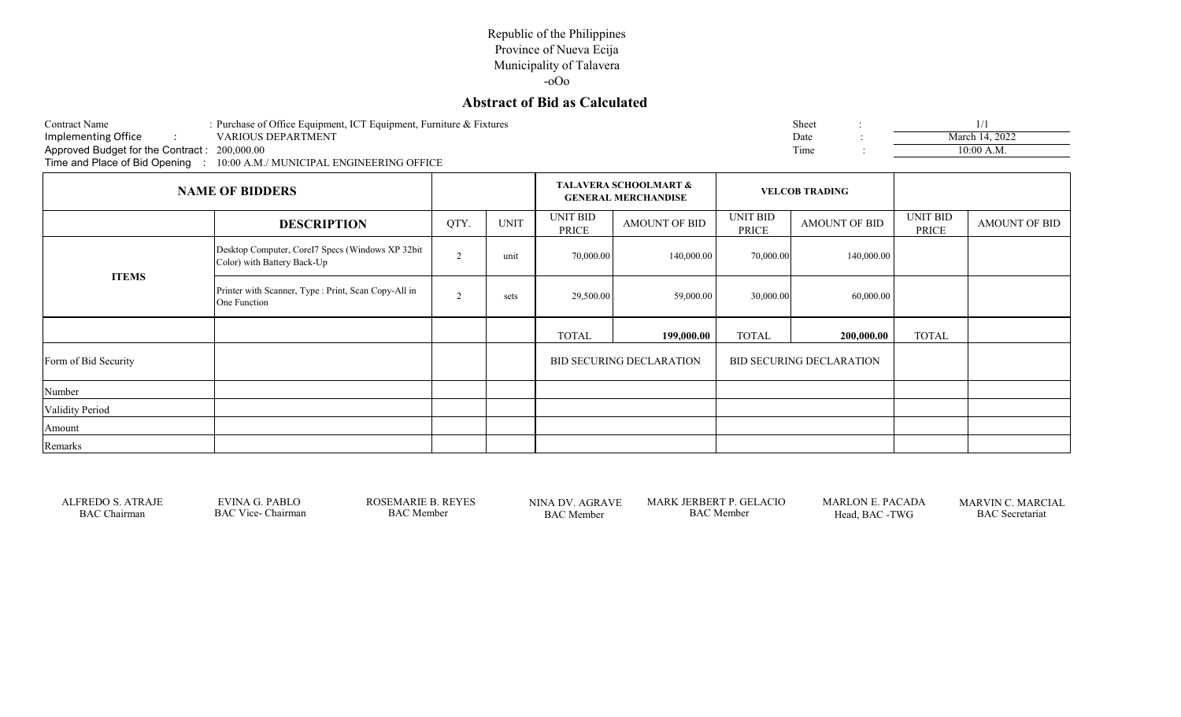Republic of the Philippines
Province of Nueva Ecija
Municipality of Talavera
-oOo

## Abstract of Bid as Calculated

Contract Name : Purchase of Office Equipment, ICT Equipment, Furniture & Fixtures
Implementing Office : VARIOUS DEPARTMENT
Approved Budget for the Contract : 200,000.00
Time and Place of Bid Opening : 10:00 A.M./ MUNICIPAL ENGINEERING OFFICE

Sheet : 1/1
Date : March 14, 2022
Time : 10:00 A.M.

| NAME OF BIDDERS | | | | TALAVERA SCHOOLMART & GENERAL MERCHANDISE | | VELCOB TRADING | | | |
|---|---|---|---|---|---|---|---|---|---|
| | **DESCRIPTION** | QTY. | UNIT | UNIT BID PRICE | AMOUNT OF BID | UNIT BID PRICE | AMOUNT OF BID | UNIT BID PRICE | AMOUNT OF BID |
| **ITEMS** | Desktop Computer, CoreI7 Specs (Windows XP 32bit Color) with Battery Back-Up | 2 | unit | 70,000.00 | 140,000.00 | 70,000.00 | 140,000.00 | | |
| | Printer with Scanner, Type : Print, Scan Copy-All in One Function | 2 | sets | 29,500.00 | 59,000.00 | 30,000.00 | 60,000.00 | | |
| | | | | TOTAL | **199,000.00** | TOTAL | **200,000.00** | TOTAL | |
| Form of Bid Security | | | | BID SECURING DECLARATION | | BID SECURING DECLARATION | | | |
| Number | | | | | | | | | |
| Validity Period | | | | | | | | | |
| Amount | | | | | | | | | |
| Remarks | | | | | | | | | |

ALFREDO S. ATRAJE
BAC Chairman

EVINA G. PABLO
BAC Vice- Chairman

ROSEMARIE B. REYES
BAC Member

NINA DV. AGRAVE
BAC Member

MARK JERBERT P. GELACIO
BAC Member

MARLON E. PACADA
Head, BAC -TWG

MARVIN C. MARCIAL
BAC Secretariat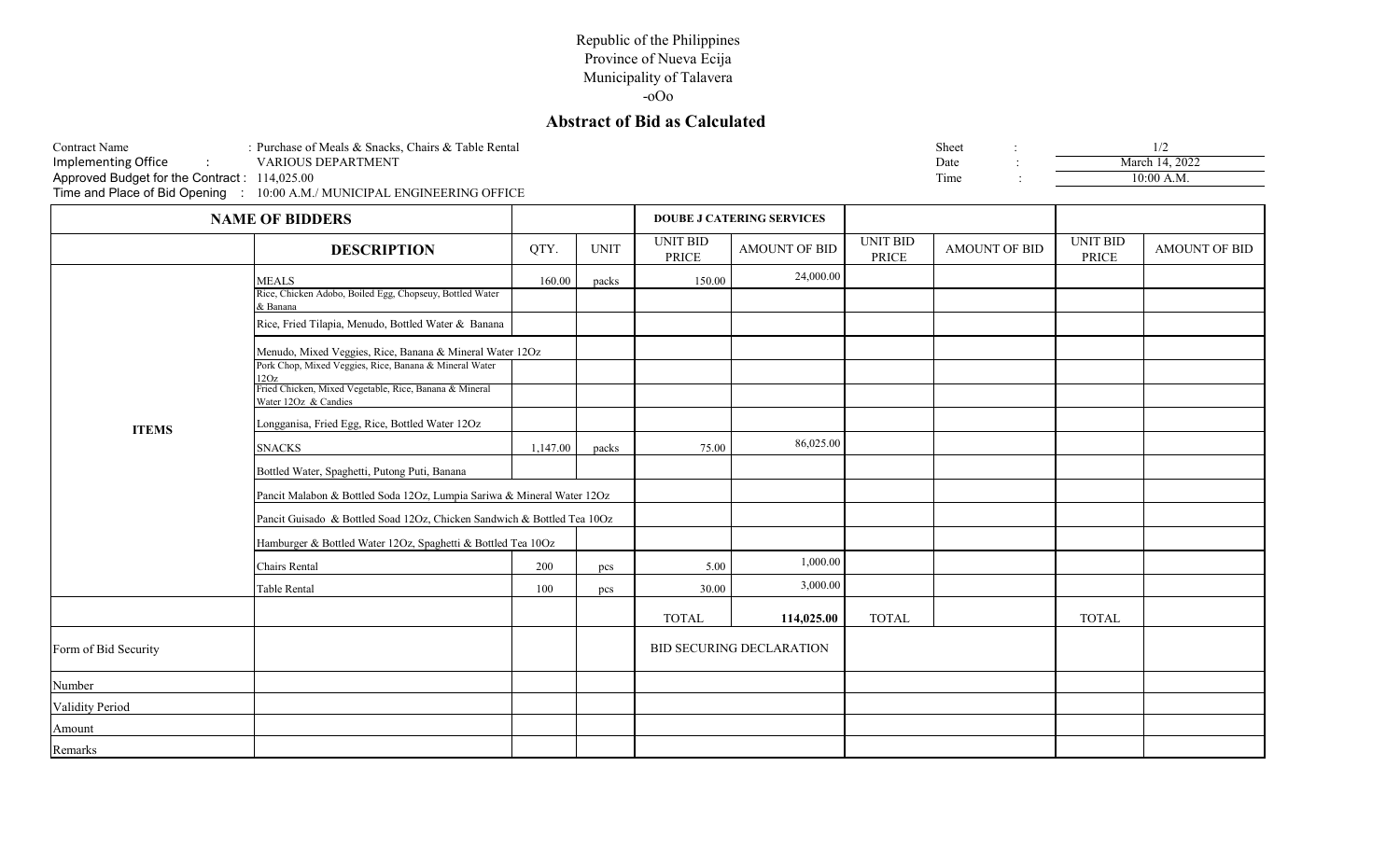Republic of the Philippines
Province of Nueva Ecija
Municipality of Talavera
-oOo

## Abstract of Bid as Calculated

Contract Name : Purchase of Meals & Snacks, Chairs & Table Rental
Implementing Office : VARIOUS DEPARTMENT
Approved Budget for the Contract : 114,025.00
Time and Place of Bid Opening : 10:00 A.M./ MUNICIPAL ENGINEERING OFFICE

Sheet : 1/2
Date : March 14, 2022
Time : 10:00 A.M.

| NAME OF BIDDERS | | | | DOUBE J CATERING SERVICES | | | | | |
|---|---|---|---|---|---|---|---|---|---|
| | **DESCRIPTION** | QTY. | UNIT | UNIT BID PRICE | AMOUNT OF BID | UNIT BID PRICE | AMOUNT OF BID | UNIT BID PRICE | AMOUNT OF BID |
| **ITEMS** | MEALS | 160.00 | packs | 150.00 | 24,000.00 | | | | |
| | Rice, Chicken Adobo, Boiled Egg, Chopseuy, Bottled Water & Banana | | | | | | | | |
| | Rice, Fried Tilapia, Menudo, Bottled Water & Banana | | | | | | | | |
| | Menudo, Mixed Veggies, Rice, Banana & Mineral Water 12Oz | | | | | | | | |
| | Pork Chop, Mixed Veggies, Rice, Banana & Mineral Water 12Oz | | | | | | | | |
| | Fried Chicken, Mixed Vegetable, Rice, Banana & Mineral Water 12Oz & Candies | | | | | | | | |
| | Longganisa, Fried Egg, Rice, Bottled Water 12Oz | | | | | | | | |
| | SNACKS | 1,147.00 | packs | 75.00 | 86,025.00 | | | | |
| | Bottled Water, Spaghetti, Putong Puti, Banana | | | | | | | | |
| | Pancit Malabon & Bottled Soda 12Oz, Lumpia Sariwa & Mineral Water 12Oz | | | | | | | | |
| | Pancit Guisado & Bottled Soad 12Oz, Chicken Sandwich & Bottled Tea 10Oz | | | | | | | | |
| | Hamburger & Bottled Water 12Oz, Spaghetti & Bottled Tea 10Oz | | | | | | | | |
| | Chairs Rental | 200 | pcs | 5.00 | 1,000.00 | | | | |
| | Table Rental | 100 | pcs | 30.00 | 3,000.00 | | | | |
| | | | | TOTAL | **114,025.00** | TOTAL | | TOTAL | |
| Form of Bid Security | | | | BID SECURING DECLARATION | | | | | |
| Number | | | | | | | | | |
| Validity Period | | | | | | | | | |
| Amount | | | | | | | | | |
| Remarks | | | | | | | | | |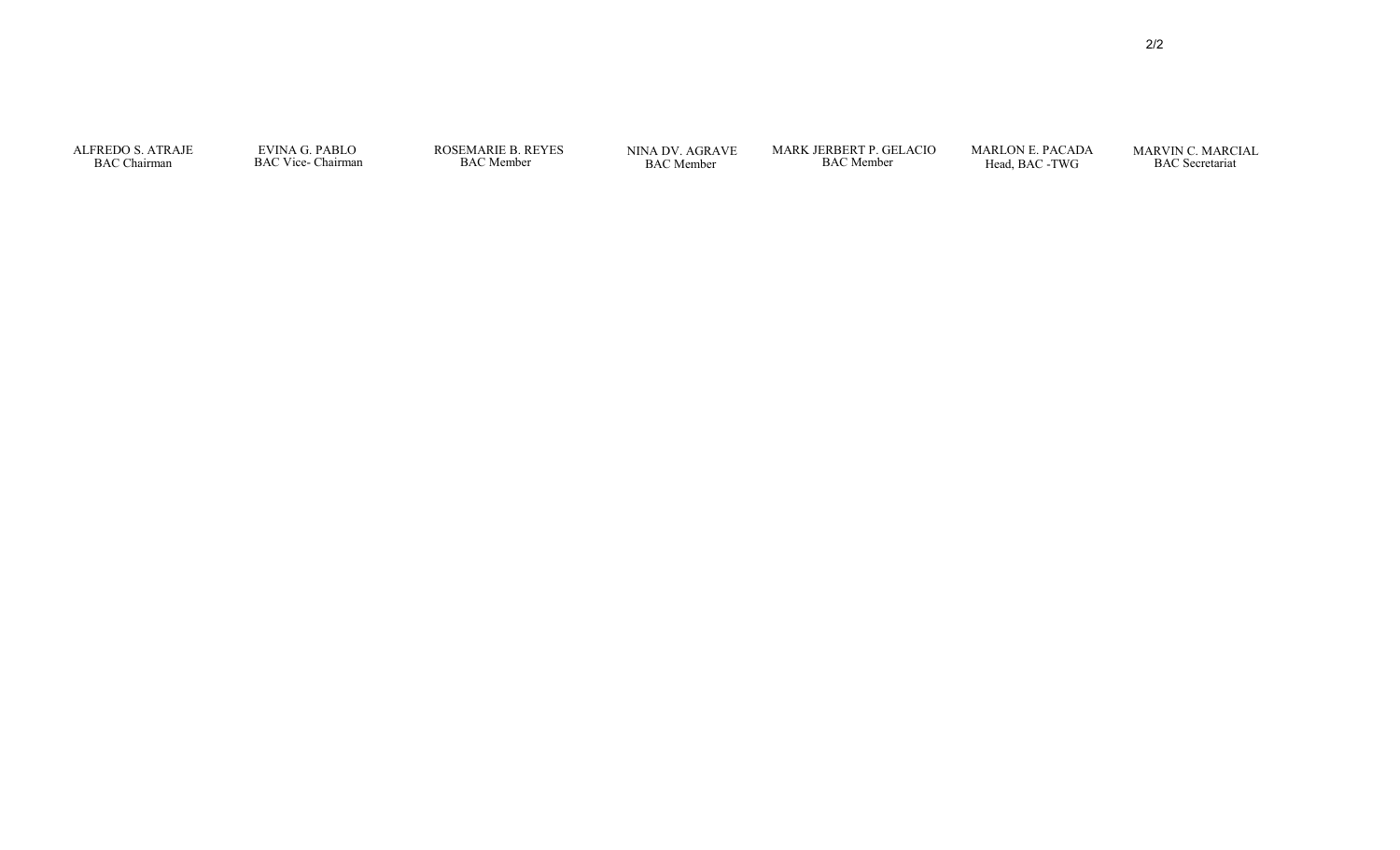| | | | | | | |
|---|---|---|---|---|---|---|
| ALFREDO S. ATRAJE | EVINA G. PABLO | ROSEMARIE B. REYES | NINA DV. AGRAVE | MARK JERBERT P. GELACIO | MARLON E. PACADA | MARVIN C. MARCIAL |
| BAC Chairman | BAC Vice- Chairman | BAC Member | BAC Member | BAC Member | Head, BAC -TWG | BAC Secretariat |